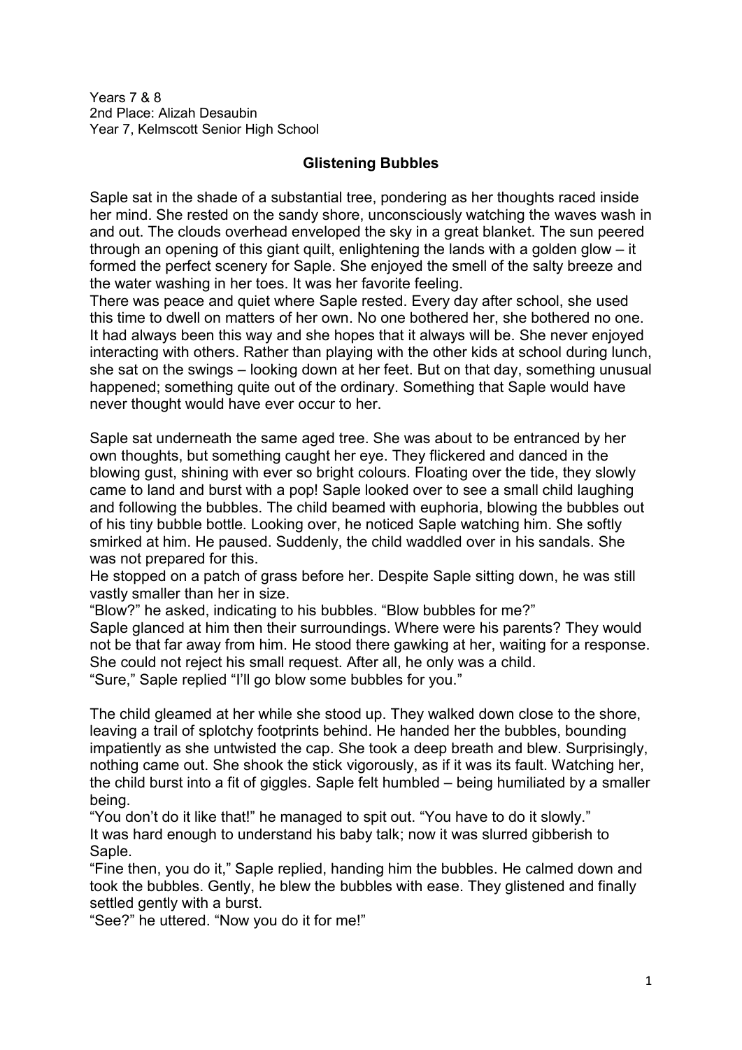Years 7 & 8
2nd Place: Alizah Desaubin
Year 7, Kelmscott Senior High School

## Glistening Bubbles

Saple sat in the shade of a substantial tree, pondering as her thoughts raced inside her mind. She rested on the sandy shore, unconsciously watching the waves wash in and out. The clouds overhead enveloped the sky in a great blanket. The sun peered through an opening of this giant quilt, enlightening the lands with a golden glow – it formed the perfect scenery for Saple. She enjoyed the smell of the salty breeze and the water washing in her toes. It was her favorite feeling.

There was peace and quiet where Saple rested. Every day after school, she used this time to dwell on matters of her own. No one bothered her, she bothered no one. It had always been this way and she hopes that it always will be. She never enjoyed interacting with others. Rather than playing with the other kids at school during lunch, she sat on the swings – looking down at her feet. But on that day, something unusual happened; something quite out of the ordinary. Something that Saple would have never thought would have ever occur to her.

Saple sat underneath the same aged tree. She was about to be entranced by her own thoughts, but something caught her eye. They flickered and danced in the blowing gust, shining with ever so bright colours. Floating over the tide, they slowly came to land and burst with a pop! Saple looked over to see a small child laughing and following the bubbles. The child beamed with euphoria, blowing the bubbles out of his tiny bubble bottle. Looking over, he noticed Saple watching him. She softly smirked at him. He paused. Suddenly, the child waddled over in his sandals. She was not prepared for this.

He stopped on a patch of grass before her. Despite Saple sitting down, he was still vastly smaller than her in size.

"Blow?" he asked, indicating to his bubbles. "Blow bubbles for me?"

Saple glanced at him then their surroundings. Where were his parents? They would not be that far away from him. He stood there gawking at her, waiting for a response. She could not reject his small request. After all, he only was a child.

"Sure," Saple replied "I'll go blow some bubbles for you."

The child gleamed at her while she stood up. They walked down close to the shore, leaving a trail of splotchy footprints behind. He handed her the bubbles, bounding impatiently as she untwisted the cap. She took a deep breath and blew. Surprisingly, nothing came out. She shook the stick vigorously, as if it was its fault. Watching her, the child burst into a fit of giggles. Saple felt humbled – being humiliated by a smaller being.

"You don't do it like that!" he managed to spit out. "You have to do it slowly."

It was hard enough to understand his baby talk; now it was slurred gibberish to Saple.

"Fine then, you do it," Saple replied, handing him the bubbles. He calmed down and took the bubbles. Gently, he blew the bubbles with ease. They glistened and finally settled gently with a burst.

"See?" he uttered. "Now you do it for me!"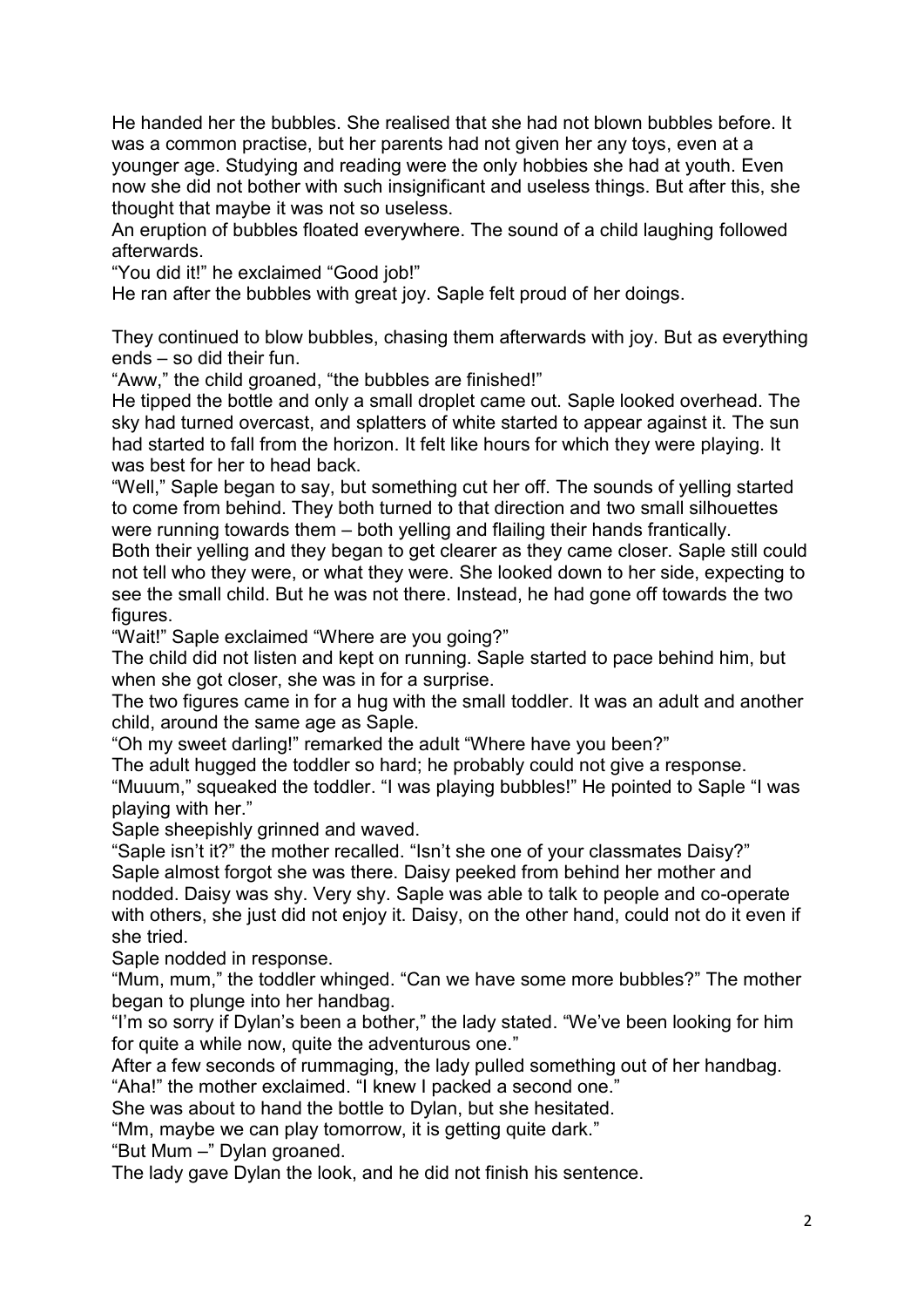He handed her the bubbles. She realised that she had not blown bubbles before. It was a common practise, but her parents had not given her any toys, even at a younger age. Studying and reading were the only hobbies she had at youth. Even now she did not bother with such insignificant and useless things. But after this, she thought that maybe it was not so useless.

An eruption of bubbles floated everywhere. The sound of a child laughing followed afterwards.

"You did it!" he exclaimed "Good job!"

He ran after the bubbles with great joy. Saple felt proud of her doings.

They continued to blow bubbles, chasing them afterwards with joy. But as everything ends – so did their fun.

"Aww," the child groaned, "the bubbles are finished!"

He tipped the bottle and only a small droplet came out. Saple looked overhead. The sky had turned overcast, and splatters of white started to appear against it. The sun had started to fall from the horizon. It felt like hours for which they were playing. It was best for her to head back.

"Well," Saple began to say, but something cut her off. The sounds of yelling started to come from behind. They both turned to that direction and two small silhouettes were running towards them – both yelling and flailing their hands frantically.

Both their yelling and they began to get clearer as they came closer. Saple still could not tell who they were, or what they were. She looked down to her side, expecting to see the small child. But he was not there. Instead, he had gone off towards the two figures.

"Wait!" Saple exclaimed "Where are you going?"

The child did not listen and kept on running. Saple started to pace behind him, but when she got closer, she was in for a surprise.

The two figures came in for a hug with the small toddler. It was an adult and another child, around the same age as Saple.

"Oh my sweet darling!" remarked the adult "Where have you been?"

The adult hugged the toddler so hard; he probably could not give a response.

"Muuum," squeaked the toddler. "I was playing bubbles!" He pointed to Saple "I was playing with her."

Saple sheepishly grinned and waved.

"Saple isn't it?" the mother recalled. "Isn't she one of your classmates Daisy?"

Saple almost forgot she was there. Daisy peeked from behind her mother and nodded. Daisy was shy. Very shy. Saple was able to talk to people and co-operate with others, she just did not enjoy it. Daisy, on the other hand, could not do it even if she tried.

Saple nodded in response.

"Mum, mum," the toddler whinged. "Can we have some more bubbles?" The mother began to plunge into her handbag.

"I'm so sorry if Dylan's been a bother," the lady stated. "We've been looking for him for quite a while now, quite the adventurous one."

After a few seconds of rummaging, the lady pulled something out of her handbag.

"Aha!" the mother exclaimed. "I knew I packed a second one."

She was about to hand the bottle to Dylan, but she hesitated.

"Mm, maybe we can play tomorrow, it is getting quite dark."

"But Mum –" Dylan groaned.

The lady gave Dylan the look, and he did not finish his sentence.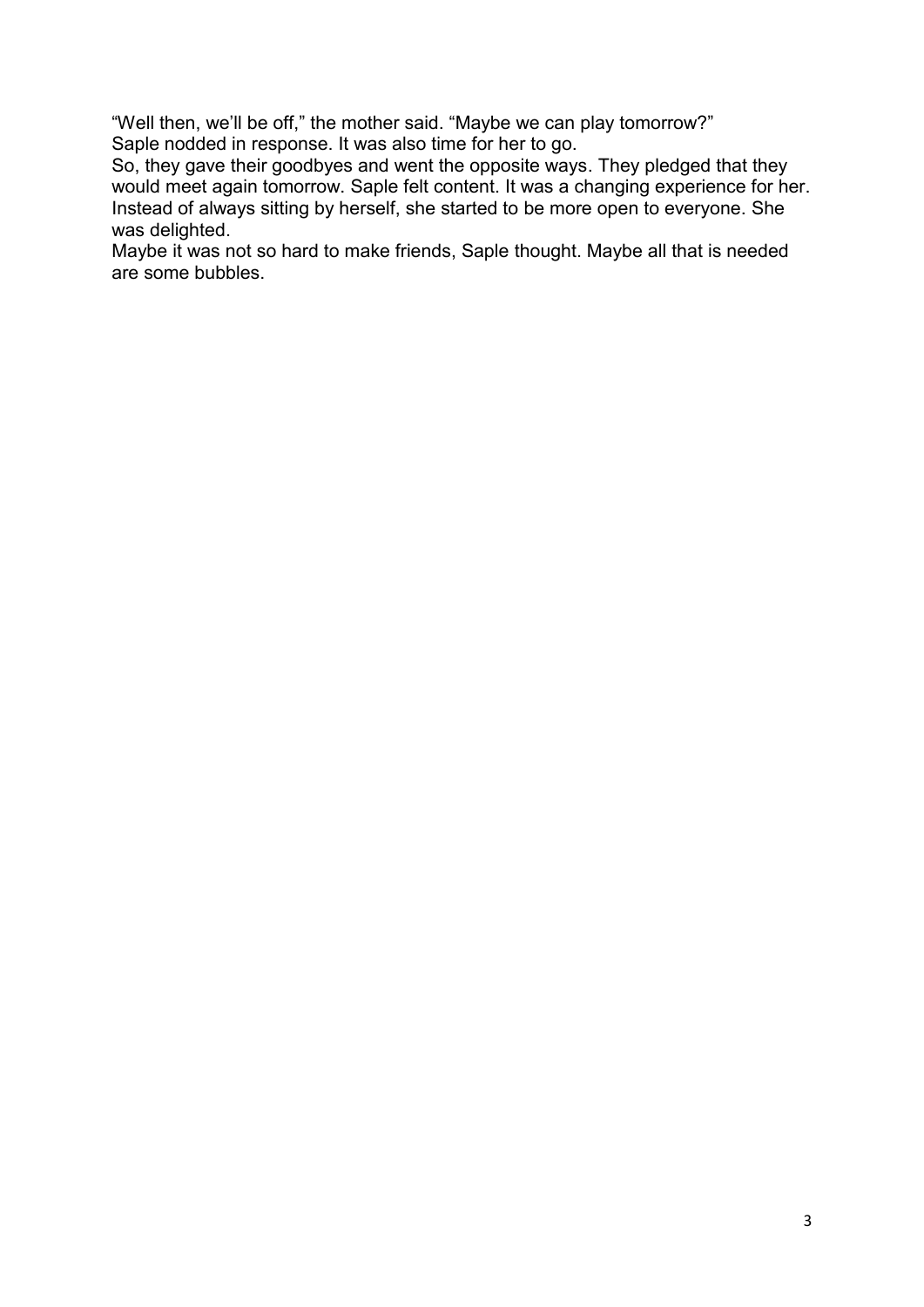"Well then, we'll be off," the mother said. "Maybe we can play tomorrow?"
Saple nodded in response. It was also time for her to go.

So, they gave their goodbyes and went the opposite ways. They pledged that they would meet again tomorrow. Saple felt content. It was a changing experience for her. Instead of always sitting by herself, she started to be more open to everyone. She was delighted.

Maybe it was not so hard to make friends, Saple thought. Maybe all that is needed are some bubbles.